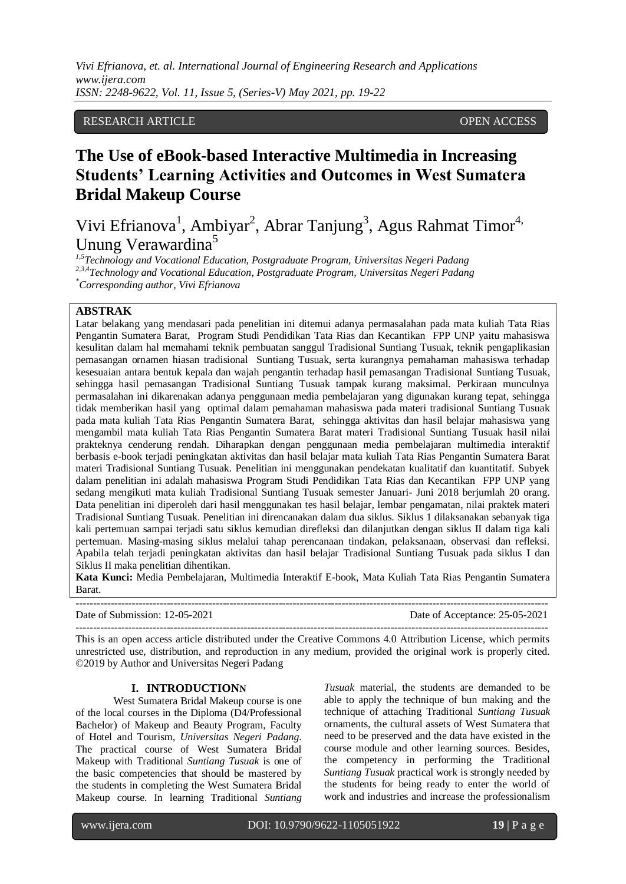RESEARCH ARTICLE OPEN ACCESS

# The Use of eBook-based Interactive Multimedia in Increasing Students' Learning Activities and Outcomes in West Sumatera Bridal Makeup Course

Vivi Efrianova[1], Ambiyar[2], Abrar Tanjung[3], Agus Rahmat Timor[4], Unung Verawardina[5]

[1,5]*Technology and Vocational Education, Postgraduate Program, Universitas Negeri Padang*
[2,3,4]*Technology and Vocational Education, Postgraduate Program, Universitas Negeri Padang*
[*]*Corresponding author, Vivi Efrianova*

**ABSTRAK**

Latar belakang yang mendasari pada penelitian ini ditemui adanya permasalahan pada mata kuliah Tata Rias Pengantin Sumatera Barat, Program Studi Pendidikan Tata Rias dan Kecantikan FPP UNP yaitu mahasiswa kesulitan dalam hal memahami teknik pembuatan sanggul Tradisional Suntiang Tusuak, teknik pengaplikasian pemasangan ornamen hiasan tradisional Suntiang Tusuak, serta kurangnya pemahaman mahasiswa terhadap kesesuaian antara bentuk kepala dan wajah pengantin terhadap hasil pemasangan Tradisional Suntiang Tusuak, sehingga hasil pemasangan Tradisional Suntiang Tusuak tampak kurang maksimal. Perkiraan munculnya permasalahan ini dikarenakan adanya penggunaan media pembelajaran yang digunakan kurang tepat, sehingga tidak memberikan hasil yang optimal dalam pemahaman mahasiswa pada materi tradisional Suntiang Tusuak pada mata kuliah Tata Rias Pengantin Sumatera Barat, sehingga aktivitas dan hasil belajar mahasiswa yang mengambil mata kuliah Tata Rias Pengantin Sumatera Barat materi Tradisional Suntiang Tusuak hasil nilai prakteknya cenderung rendah. Diharapkan dengan penggunaan media pembelajaran multimedia interaktif berbasis e-book terjadi peningkatan aktivitas dan hasil belajar mata kuliah Tata Rias Pengantin Sumatera Barat materi Tradisional Suntiang Tusuak. Penelitian ini menggunakan pendekatan kualitatif dan kuantitatif. Subyek dalam penelitian ini adalah mahasiswa Program Studi Pendidikan Tata Rias dan Kecantikan FPP UNP yang sedang mengikuti mata kuliah Tradisional Suntiang Tusuak semester Januari- Juni 2018 berjumlah 20 orang. Data penelitian ini diperoleh dari hasil menggunakan tes hasil belajar, lembar pengamatan, nilai praktek materi Tradisional Suntiang Tusuak. Penelitian ini direncanakan dalam dua siklus. Siklus 1 dilaksanakan sebanyak tiga kali pertemuan sampai terjadi satu siklus kemudian direfleksi dan dilanjutkan dengan siklus II dalam tiga kali pertemuan. Masing-masing siklus melalui tahap perencanaan tindakan, pelaksanaan, observasi dan refleksi. Apabila telah terjadi peningkatan aktivitas dan hasil belajar Tradisional Suntiang Tusuak pada siklus I dan Siklus II maka penelitian dihentikan.

**Kata Kunci:** Media Pembelajaran, Multimedia Interaktif E-book, Mata Kuliah Tata Rias Pengantin Sumatera Barat.

---

Date of Submission: 12-05-2021 Date of Acceptance: 25-05-2021

---

This is an open access article distributed under the Creative Commons 4.0 Attribution License, which permits unrestricted use, distribution, and reproduction in any medium, provided the original work is properly cited. ©2019 by Author and Universitas Negeri Padang

## I. INTRODUCTIONN

West Sumatera Bridal Makeup course is one of the local courses in the Diploma (D4/Professional Bachelor) of Makeup and Beauty Program, Faculty of Hotel and Tourism, *Universitas Negeri Padang*. The practical course of West Sumatera Bridal Makeup with Traditional *Suntiang Tusuak* is one of the basic competencies that should be mastered by the students in completing the West Sumatera Bridal Makeup course. In learning Traditional *Suntiang Tusuak* material, the students are demanded to be able to apply the technique of bun making and the technique of attaching Traditional *Suntiang Tusuak* ornaments, the cultural assets of West Sumatera that need to be preserved and the data have existed in the course module and other learning sources. Besides, the competency in performing the Traditional *Suntiang Tusuak* practical work is strongly needed by the students for being ready to enter the world of work and industries and increase the professionalism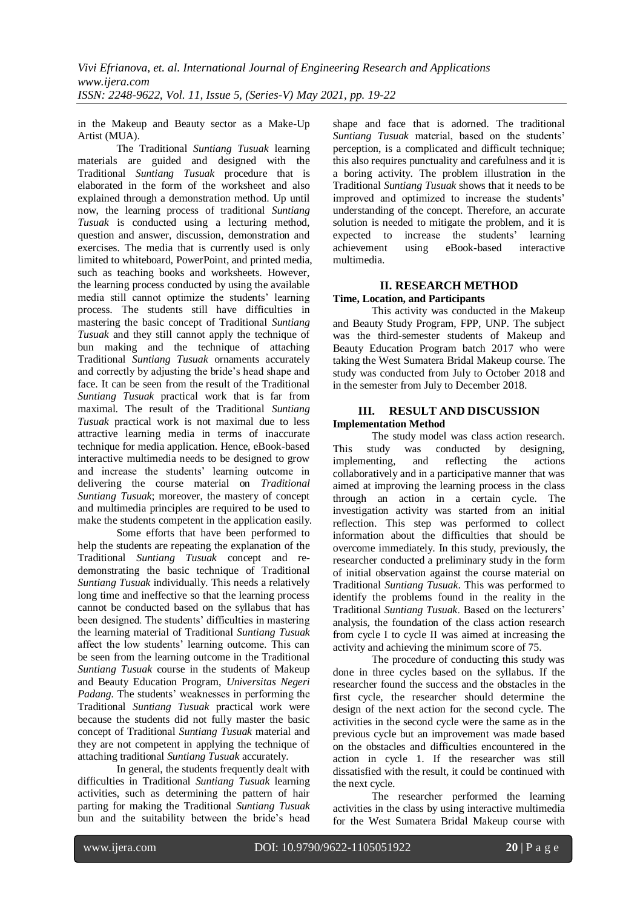in the Makeup and Beauty sector as a Make-Up Artist (MUA).

The Traditional *Suntiang Tusuak* learning materials are guided and designed with the Traditional *Suntiang Tusuak* procedure that is elaborated in the form of the worksheet and also explained through a demonstration method. Up until now, the learning process of traditional *Suntiang Tusuak* is conducted using a lecturing method, question and answer, discussion, demonstration and exercises. The media that is currently used is only limited to whiteboard, PowerPoint, and printed media, such as teaching books and worksheets. However, the learning process conducted by using the available media still cannot optimize the students' learning process. The students still have difficulties in mastering the basic concept of Traditional *Suntiang Tusuak* and they still cannot apply the technique of bun making and the technique of attaching Traditional *Suntiang Tusuak* ornaments accurately and correctly by adjusting the bride's head shape and face. It can be seen from the result of the Traditional *Suntiang Tusuak* practical work that is far from maximal. The result of the Traditional *Suntiang Tusuak* practical work is not maximal due to less attractive learning media in terms of inaccurate technique for media application. Hence, eBook-based interactive multimedia needs to be designed to grow and increase the students' learning outcome in delivering the course material on *Traditional Suntiang Tusuak*; moreover, the mastery of concept and multimedia principles are required to be used to make the students competent in the application easily.

Some efforts that have been performed to help the students are repeating the explanation of the Traditional *Suntiang Tusuak* concept and re-demonstrating the basic technique of Traditional *Suntiang Tusuak* individually. This needs a relatively long time and ineffective so that the learning process cannot be conducted based on the syllabus that has been designed. The students' difficulties in mastering the learning material of Traditional *Suntiang Tusuak* affect the low students' learning outcome. This can be seen from the learning outcome in the Traditional *Suntiang Tusuak* course in the students of Makeup and Beauty Education Program, *Universitas Negeri Padang*. The students' weaknesses in performing the Traditional *Suntiang Tusuak* practical work were because the students did not fully master the basic concept of Traditional *Suntiang Tusuak* material and they are not competent in applying the technique of attaching traditional *Suntiang Tusuak* accurately.

In general, the students frequently dealt with difficulties in Traditional *Suntiang Tusuak* learning activities, such as determining the pattern of hair parting for making the Traditional *Suntiang Tusuak* bun and the suitability between the bride's head shape and face that is adorned. The traditional *Suntiang Tusuak* material, based on the students' perception, is a complicated and difficult technique; this also requires punctuality and carefulness and it is a boring activity. The problem illustration in the Traditional *Suntiang Tusuak* shows that it needs to be improved and optimized to increase the students' understanding of the concept. Therefore, an accurate solution is needed to mitigate the problem, and it is expected to increase the students' learning achievement using eBook-based interactive multimedia.

## II. RESEARCH METHOD

**Time, Location, and Participants**

This activity was conducted in the Makeup and Beauty Study Program, FPP, UNP. The subject was the third-semester students of Makeup and Beauty Education Program batch 2017 who were taking the West Sumatera Bridal Makeup course. The study was conducted from July to October 2018 and in the semester from July to December 2018.

## III. RESULT AND DISCUSSION

**Implementation Method**

The study model was class action research. This study was conducted by designing, implementing, and reflecting the actions collaboratively and in a participative manner that was aimed at improving the learning process in the class through an action in a certain cycle. The investigation activity was started from an initial reflection. This step was performed to collect information about the difficulties that should be overcome immediately. In this study, previously, the researcher conducted a preliminary study in the form of initial observation against the course material on Traditional *Suntiang Tusuak*. This was performed to identify the problems found in the reality in the Traditional *Suntiang Tusuak*. Based on the lecturers' analysis, the foundation of the class action research from cycle I to cycle II was aimed at increasing the activity and achieving the minimum score of 75.

The procedure of conducting this study was done in three cycles based on the syllabus. If the researcher found the success and the obstacles in the first cycle, the researcher should determine the design of the next action for the second cycle. The activities in the second cycle were the same as in the previous cycle but an improvement was made based on the obstacles and difficulties encountered in the action in cycle 1. If the researcher was still dissatisfied with the result, it could be continued with the next cycle.

The researcher performed the learning activities in the class by using interactive multimedia for the West Sumatera Bridal Makeup course with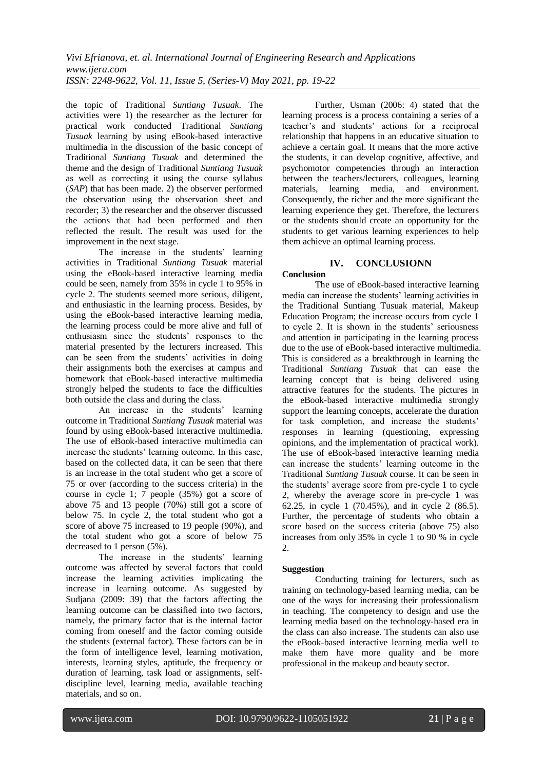the topic of Traditional *Suntiang Tusuak*. The activities were 1) the researcher as the lecturer for practical work conducted Traditional *Suntiang Tusuak* learning by using eBook-based interactive multimedia in the discussion of the basic concept of Traditional *Suntiang Tusuak* and determined the theme and the design of Traditional *Suntiang Tusuak* as well as correcting it using the course syllabus (*SAP*) that has been made. 2) the observer performed the observation using the observation sheet and recorder; 3) the researcher and the observer discussed the actions that had been performed and then reflected the result. The result was used for the improvement in the next stage.

The increase in the students' learning activities in Traditional *Suntiang Tusuak* material using the eBook-based interactive learning media could be seen, namely from 35% in cycle 1 to 95% in cycle 2. The students seemed more serious, diligent, and enthusiastic in the learning process. Besides, by using the eBook-based interactive learning media, the learning process could be more alive and full of enthusiasm since the students' responses to the material presented by the lecturers increased. This can be seen from the students' activities in doing their assignments both the exercises at campus and homework that eBook-based interactive multimedia strongly helped the students to face the difficulties both outside the class and during the class.

An increase in the students' learning outcome in Traditional *Suntiang Tusuak* material was found by using eBook-based interactive multimedia. The use of eBook-based interactive multimedia can increase the students' learning outcome. In this case, based on the collected data, it can be seen that there is an increase in the total student who get a score of 75 or over (according to the success criteria) in the course in cycle 1; 7 people (35%) got a score of above 75 and 13 people (70%) still got a score of below 75. In cycle 2, the total student who got a score of above 75 increased to 19 people (90%), and the total student who got a score of below 75 decreased to 1 person (5%).

The increase in the students' learning outcome was affected by several factors that could increase the learning activities implicating the increase in learning outcome. As suggested by Sudjana (2009: 39) that the factors affecting the learning outcome can be classified into two factors, namely, the primary factor that is the internal factor coming from oneself and the factor coming outside the students (external factor). These factors can be in the form of intelligence level, learning motivation, interests, learning styles, aptitude, the frequency or duration of learning, task load or assignments, self-discipline level, learning media, available teaching materials, and so on.

Further, Usman (2006: 4) stated that the learning process is a process containing a series of a teacher's and students' actions for a reciprocal relationship that happens in an educative situation to achieve a certain goal. It means that the more active the students, it can develop cognitive, affective, and psychomotor competencies through an interaction between the teachers/lecturers, colleagues, learning materials, learning media, and environment. Consequently, the richer and the more significant the learning experience they get. Therefore, the lecturers or the students should create an opportunity for the students to get various learning experiences to help them achieve an optimal learning process.

## IV. CONCLUSIONN

**Conclusion**

The use of eBook-based interactive learning media can increase the students' learning activities in the Traditional Suntiang Tusuak material, Makeup Education Program; the increase occurs from cycle 1 to cycle 2. It is shown in the students' seriousness and attention in participating in the learning process due to the use of eBook-based interactive multimedia. This is considered as a breakthrough in learning the Traditional *Suntiang Tusuak* that can ease the learning concept that is being delivered using attractive features for the students. The pictures in the eBook-based interactive multimedia strongly support the learning concepts, accelerate the duration for task completion, and increase the students' responses in learning (questioning, expressing opinions, and the implementation of practical work). The use of eBook-based interactive learning media can increase the students' learning outcome in the Traditional *Suntiang Tusuak* course. It can be seen in the students' average score from pre-cycle 1 to cycle 2, whereby the average score in pre-cycle 1 was 62.25, in cycle 1 (70.45%), and in cycle 2 (86.5). Further, the percentage of students who obtain a score based on the success criteria (above 75) also increases from only 35% in cycle 1 to 90 % in cycle 2.

**Suggestion**

Conducting training for lecturers, such as training on technology-based learning media, can be one of the ways for increasing their professionalism in teaching. The competency to design and use the learning media based on the technology-based era in the class can also increase. The students can also use the eBook-based interactive learning media well to make them have more quality and be more professional in the makeup and beauty sector.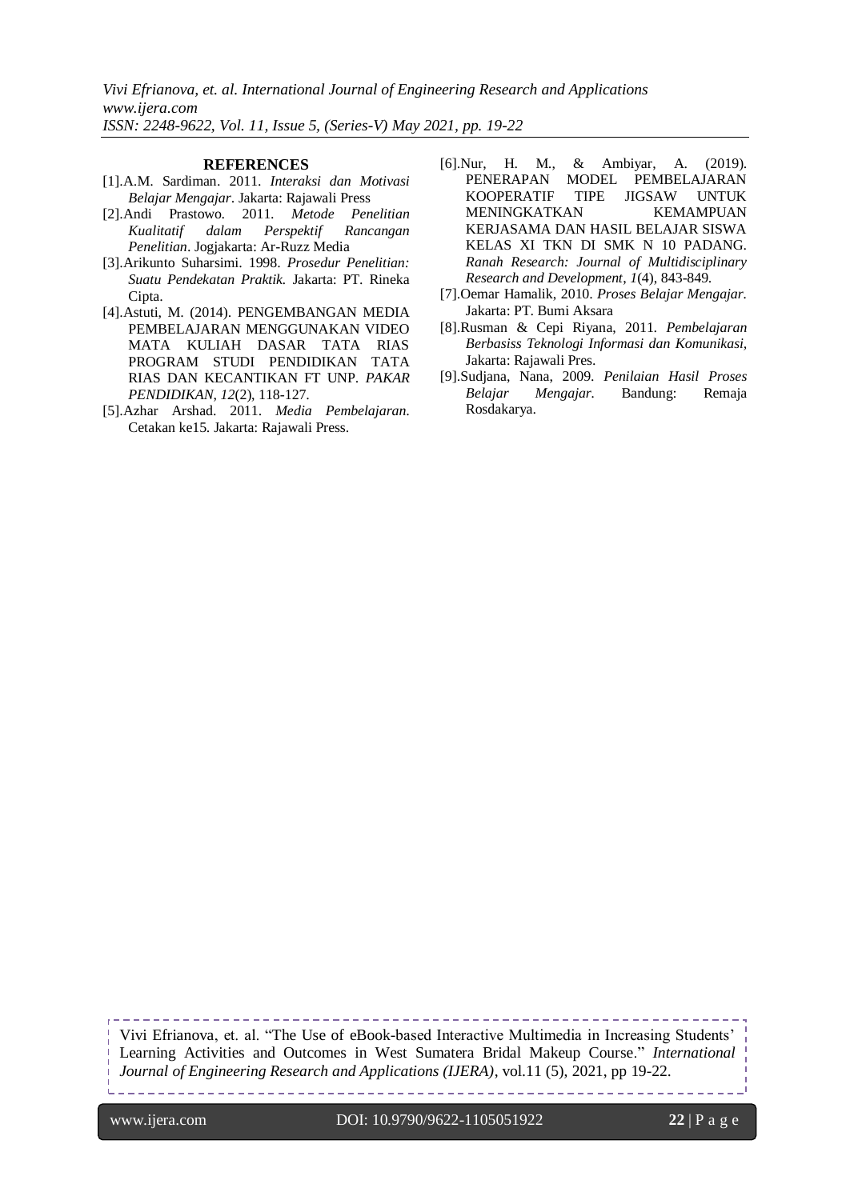## REFERENCES

[1].A.M. Sardiman. 2011. *Interaksi dan Motivasi Belajar Mengajar*. Jakarta: Rajawali Press

[2].Andi Prastowo. 2011. *Metode Penelitian Kualitatif dalam Perspektif Rancangan Penelitian*. Jogjakarta: Ar-Ruzz Media

[3].Arikunto Suharsimi. 1998. *Prosedur Penelitian: Suatu Pendekatan Praktik.* Jakarta: PT. Rineka Cipta.

[4].Astuti, M. (2014). PENGEMBANGAN MEDIA PEMBELAJARAN MENGGUNAKAN VIDEO MATA KULIAH DASAR TATA RIAS PROGRAM STUDI PENDIDIKAN TATA RIAS DAN KECANTIKAN FT UNP. *PAKAR PENDIDIKAN*, *12*(2), 118-127.

[5].Azhar Arshad. 2011. *Media Pembelajaran.* Cetakan ke15. Jakarta: Rajawali Press.

[6].Nur, H. M., & Ambiyar, A. (2019). PENERAPAN MODEL PEMBELAJARAN KOOPERATIF TIPE JIGSAW UNTUK MENINGKATKAN KEMAMPUAN KERJASAMA DAN HASIL BELAJAR SISWA KELAS XI TKN DI SMK N 10 PADANG. *Ranah Research: Journal of Multidisciplinary Research and Development*, *1*(4), 843-849.

[7].Oemar Hamalik, 2010. *Proses Belajar Mengajar.* Jakarta: PT. Bumi Aksara

[8].Rusman & Cepi Riyana, 2011. *Pembelajaran Berbasiss Teknologi Informasi dan Komunikasi,* Jakarta: Rajawali Pres.

[9].Sudjana, Nana, 2009. *Penilaian Hasil Proses Belajar Mengajar.* Bandung: Remaja Rosdakarya.

Vivi Efrianova, et. al. "The Use of eBook-based Interactive Multimedia in Increasing Students' Learning Activities and Outcomes in West Sumatera Bridal Makeup Course." *International Journal of Engineering Research and Applications (IJERA)*, vol.11 (5), 2021, pp 19-22.